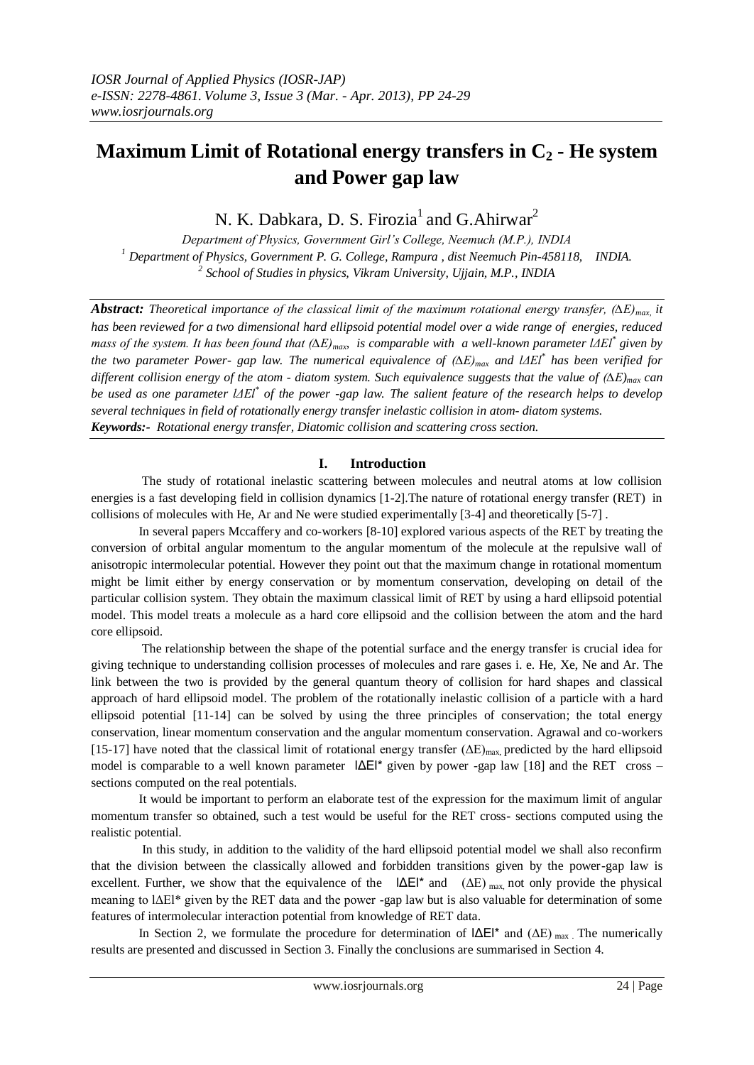# Maximum Limit of Rotational energy transfers in $C_2$ - He system and Power gap law

N. K. Dabkara, D. S. Firozia[1] and G.Ahirwar[2]

*Department of Physics, Government Girl's College, Neemuch (M.P.), INDIA*
*[1] Department of Physics, Government P. G. College, Rampura , dist Neemuch Pin-458118, INDIA.*
*[2] School of Studies in physics, Vikram University, Ujjain, M.P., INDIA*

***Abstract:*** *Theoretical importance of the classical limit of the maximum rotational energy transfer, $(\Delta E)_{max}$, it has been reviewed for a two dimensional hard ellipsoid potential model over a wide range of energies, reduced mass of the system. It has been found that $(\Delta E)_{max}$, is comparable with a well-known parameter $|\Delta E|^*$ given by the two parameter Power- gap law. The numerical equivalence of $(\Delta E)_{max}$ and $|\Delta E|^*$ has been verified for different collision energy of the atom - diatom system. Such equivalence suggests that the value of $(\Delta E)_{max}$ can be used as one parameter $|\Delta E|^*$ of the power -gap law. The salient feature of the research helps to develop several techniques in field of rotationally energy transfer inelastic collision in atom- diatom systems.*

***Keywords:-*** *Rotational energy transfer, Diatomic collision and scattering cross section.*

## I. Introduction

The study of rotational inelastic scattering between molecules and neutral atoms at low collision energies is a fast developing field in collision dynamics [1-2].The nature of rotational energy transfer (RET) in collisions of molecules with He, Ar and Ne were studied experimentally [3-4] and theoretically [5-7] .

In several papers Mccaffery and co-workers [8-10] explored various aspects of the RET by treating the conversion of orbital angular momentum to the angular momentum of the molecule at the repulsive wall of anisotropic intermolecular potential. However they point out that the maximum change in rotational momentum might be limit either by energy conservation or by momentum conservation, developing on detail of the particular collision system. They obtain the maximum classical limit of RET by using a hard ellipsoid potential model. This model treats a molecule as a hard core ellipsoid and the collision between the atom and the hard core ellipsoid.

The relationship between the shape of the potential surface and the energy transfer is crucial idea for giving technique to understanding collision processes of molecules and rare gases i. e. He, Xe, Ne and Ar. The link between the two is provided by the general quantum theory of collision for hard shapes and classical approach of hard ellipsoid model. The problem of the rotationally inelastic collision of a particle with a hard ellipsoid potential [11-14] can be solved by using the three principles of conservation; the total energy conservation, linear momentum conservation and the angular momentum conservation. Agrawal and co-workers [15-17] have noted that the classical limit of rotational energy transfer $(\Delta E)_{max}$ predicted by the hard ellipsoid model is comparable to a well known parameter $|\Delta E|^*$ given by power -gap law [18] and the RET cross – sections computed on the real potentials.

It would be important to perform an elaborate test of the expression for the maximum limit of angular momentum transfer so obtained, such a test would be useful for the RET cross- sections computed using the realistic potential.

In this study, in addition to the validity of the hard ellipsoid potential model we shall also reconfirm that the division between the classically allowed and forbidden transitions given by the power-gap law is excellent. Further, we show that the equivalence of the $|\Delta E|^*$ and $(\Delta E)_{max}$ not only provide the physical meaning to $|\Delta E|^*$ given by the RET data and the power -gap law but is also valuable for determination of some features of intermolecular interaction potential from knowledge of RET data.

In Section 2, we formulate the procedure for determination of $|\Delta E|^*$ and $(\Delta E)_{max}$. The numerically results are presented and discussed in Section 3. Finally the conclusions are summarised in Section 4.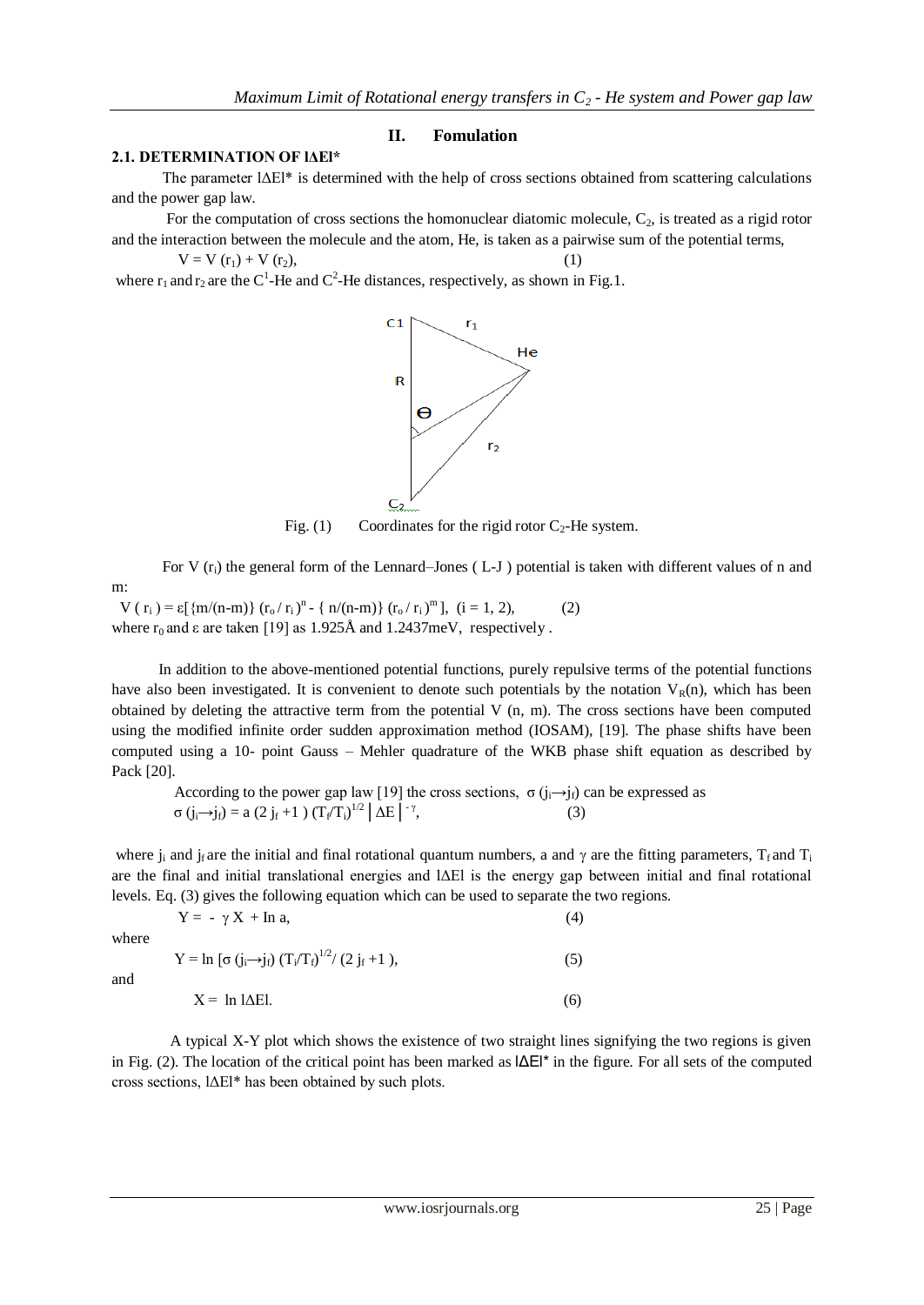## II. Fomulation

### 2.1. DETERMINATION OF l∆El*

The parameter l∆El* is determined with the help of cross sections obtained from scattering calculations and the power gap law.

For the computation of cross sections the homonuclear diatomic molecule, $C_2$, is treated as a rigid rotor and the interaction between the molecule and the atom, He, is taken as a pairwise sum of the potential terms,

$$V = V(r_1) + V(r_2), \quad (1)$$

where $r_1$ and $r_2$ are the $C^1$-He and $C^2$-He distances, respectively, as shown in Fig.1.

Fig. (1) Coordinates for the rigid rotor $C_2$-He system.

For V ($r_i$) the general form of the Lennard–Jones ( L-J ) potential is taken with different values of n and m:

$$V(r_i) = \varepsilon[\{m/(n-m)\}(r_o/r_i)^n - \{n/(n-m)\}(r_o/r_i)^m], \ (i = 1, 2), \quad (2)$$

where $r_0$ and $\varepsilon$ are taken [19] as 1.925Å and 1.2437meV, respectively .

In addition to the above-mentioned potential functions, purely repulsive terms of the potential functions have also been investigated. It is convenient to denote such potentials by the notation $V_R(n)$, which has been obtained by deleting the attractive term from the potential V (n, m). The cross sections have been computed using the modified infinite order sudden approximation method (IOSAM), [19]. The phase shifts have been computed using a 10- point Gauss – Mehler quadrature of the WKB phase shift equation as described by Pack [20].

According to the power gap law [19] the cross sections, $\sigma(j_i \rightarrow j_f)$ can be expressed as

$$\sigma(j_i \rightarrow j_f) = a(2j_f + 1)(T_f/T_i)^{1/2} \left|\Delta E\right|^{-\gamma}, \quad (3)$$

where $j_i$ and $j_f$ are the initial and final rotational quantum numbers, a and $\gamma$ are the fitting parameters, $T_f$ and $T_i$ are the final and initial translational energies and l∆El is the energy gap between initial and final rotational levels. Eq. (3) gives the following equation which can be used to separate the two regions.

$$Y = -\gamma X + \ln a, \quad (4)$$

where

$$Y = \ln[\sigma(j_i \rightarrow j_f)(T_i/T_f)^{1/2}/(2j_f + 1), \quad (5)$$

and

$$X = \ln l\Delta El. \quad (6)$$

A typical X-Y plot which shows the existence of two straight lines signifying the two regions is given in Fig. (2). The location of the critical point has been marked as l∆El* in the figure. For all sets of the computed cross sections, l∆El* has been obtained by such plots.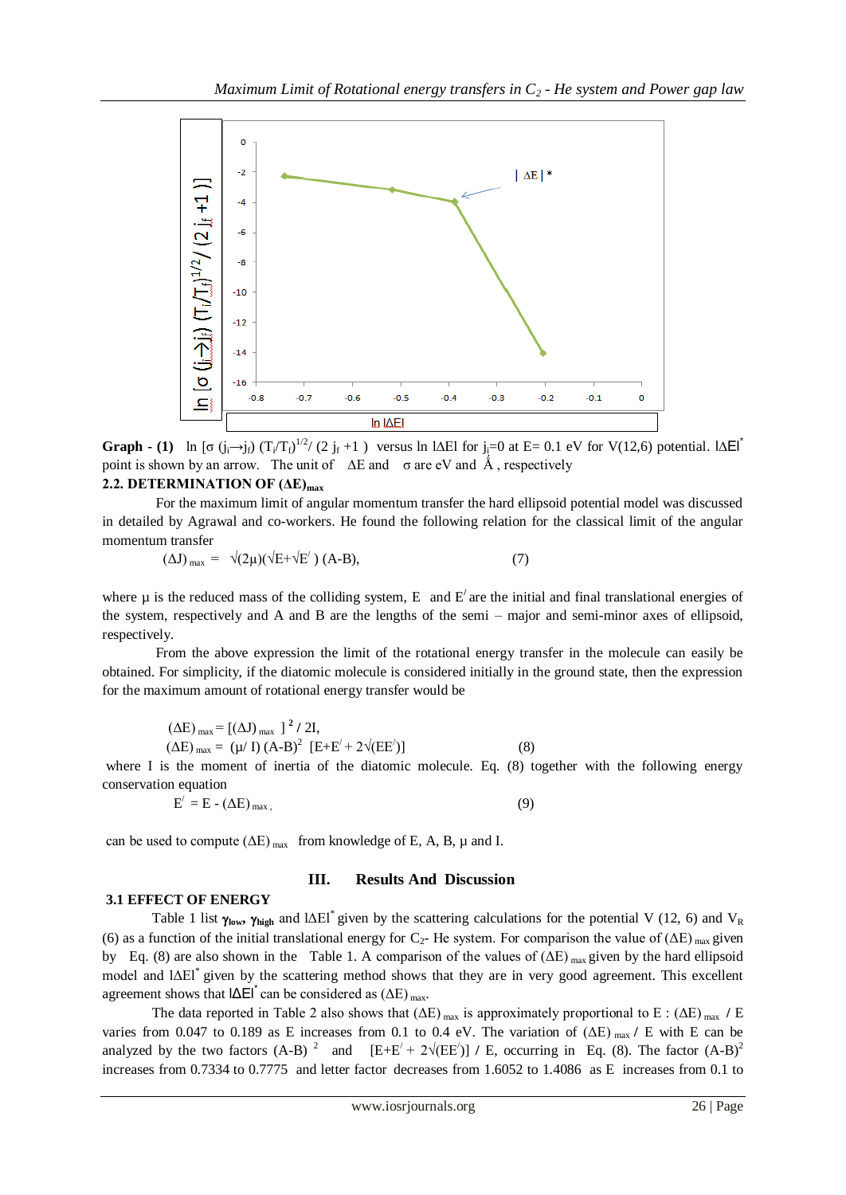Graph - (1) $\ln [\sigma (j_i \rightarrow j_f) (T_i/T_f)^{1/2} / (2 j_f + 1)]$ versus $\ln |\Delta E|$ for $j_i$=0 at E= 0.1 eV for V(12,6) potential. $|\Delta E|^*$ point is shown by an arrow. The unit of $\Delta E$ and $\sigma$ are eV and Å , respectively

### 2.2. DETERMINATION OF $(\Delta E)_{max}$

For the maximum limit of angular momentum transfer the hard ellipsoid potential model was discussed in detailed by Agrawal and co-workers. He found the following relation for the classical limit of the angular momentum transfer

$$(\Delta J)_{max} = \sqrt{(2\mu)}(\sqrt{E}+\sqrt{E'}) (A-B), \qquad (7)$$

where $\mu$ is the reduced mass of the colliding system, E and $E'$ are the initial and final translational energies of the system, respectively and A and B are the lengths of the semi – major and semi-minor axes of ellipsoid, respectively.

From the above expression the limit of the rotational energy transfer in the molecule can easily be obtained. For simplicity, if the diatomic molecule is considered initially in the ground state, then the expression for the maximum amount of rotational energy transfer would be

$$(\Delta E)_{max} = [(\Delta J)_{max}]^2 / 2I,$$

$$(\Delta E)_{max} = (\mu/ I) (A-B)^2 \; [E+E' + 2\sqrt{(EE')}] \qquad (8)$$

where I is the moment of inertia of the diatomic molecule. Eq. (8) together with the following energy conservation equation

$$E' = E - (\Delta E)_{max}, \qquad (9)$$

can be used to compute $(\Delta E)_{max}$ from knowledge of E, A, B, $\mu$ and I.

## III. Results And Discussion

### 3.1 EFFECT OF ENERGY

Table 1 list $\gamma_{low}$, $\gamma_{high}$ and $|\Delta E|^*$ given by the scattering calculations for the potential V (12, 6) and $V_R$ (6) as a function of the initial translational energy for $C_2$- He system. For comparison the value of $(\Delta E)_{max}$ given by Eq. (8) are also shown in the Table 1. A comparison of the values of $(\Delta E)_{max}$ given by the hard ellipsoid model and $|\Delta E|^*$ given by the scattering method shows that they are in very good agreement. This excellent agreement shows that $|\Delta E|^*$ can be considered as $(\Delta E)_{max}$.

The data reported in Table 2 also shows that $(\Delta E)_{max}$ is approximately proportional to E : $(\Delta E)_{max}$ / E varies from 0.047 to 0.189 as E increases from 0.1 to 0.4 eV. The variation of $(\Delta E)_{max}$ / E with E can be analyzed by the two factors $(A-B)^2$ and $[E+E' + 2\sqrt{(EE')}]$ / E, occurring in Eq. (8). The factor $(A-B)^2$ increases from 0.7334 to 0.7775 and letter factor decreases from 1.6052 to 1.4086 as E increases from 0.1 to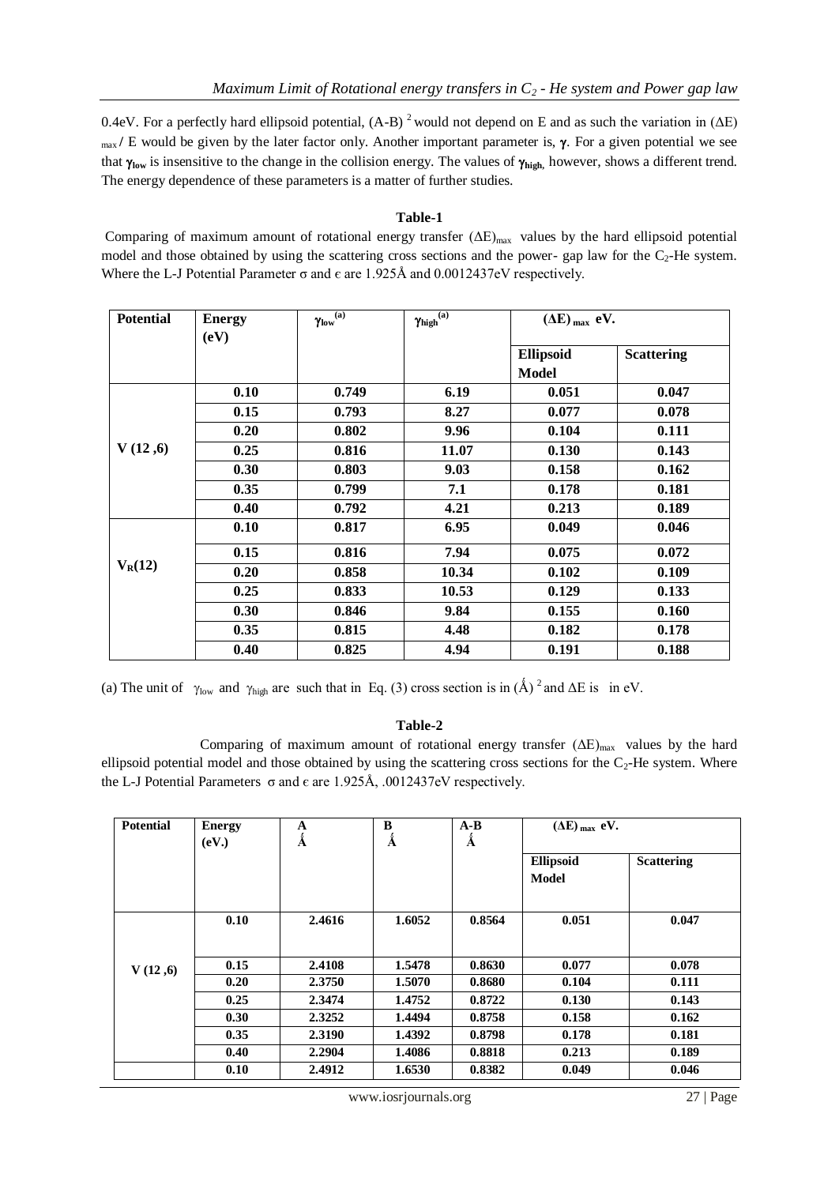0.4eV. For a perfectly hard ellipsoid potential, $(A\text{-}B)^2$ would not depend on E and as such the variation in $(\Delta E)_{max}$ / E would be given by the later factor only. Another important parameter is, $\boldsymbol{\gamma}$. For a given potential we see that $\boldsymbol{\gamma_{low}}$ is insensitive to the change in the collision energy. The values of $\boldsymbol{\gamma_{high}}$, however, shows a different trend. The energy dependence of these parameters is a matter of further studies.

**Table-1**

Comparing of maximum amount of rotational energy transfer $(\Delta E)_{max}$ values by the hard ellipsoid potential model and those obtained by using the scattering cross sections and the power- gap law for the $C_2$-He system. Where the L-J Potential Parameter σ and ϵ are 1.925Å and 0.0012437eV respectively.

| **Potential** | **Energy (eV)** | $\gamma_{low}$ **[(a)]** | $\gamma_{high}$ **[(a)]** | $(\Delta E)_{max}$ **eV.** | |
|---|---|---|---|---|---|
| | | | | **Ellipsoid Model** | **Scattering** |
| V (12 ,6) | **0.10** | **0.749** | **6.19** | **0.051** | **0.047** |
| | **0.15** | **0.793** | **8.27** | **0.077** | **0.078** |
| | **0.20** | **0.802** | **9.96** | **0.104** | **0.111** |
| | **0.25** | **0.816** | **11.07** | **0.130** | **0.143** |
| | **0.30** | **0.803** | **9.03** | **0.158** | **0.162** |
| | **0.35** | **0.799** | **7.1** | **0.178** | **0.181** |
| | **0.40** | **0.792** | **4.21** | **0.213** | **0.189** |
| $V_R(12)$ | **0.10** | **0.817** | **6.95** | **0.049** | **0.046** |
| | **0.15** | **0.816** | **7.94** | **0.075** | **0.072** |
| | **0.20** | **0.858** | **10.34** | **0.102** | **0.109** |
| | **0.25** | **0.833** | **10.53** | **0.129** | **0.133** |
| | **0.30** | **0.846** | **9.84** | **0.155** | **0.160** |
| | **0.35** | **0.815** | **4.48** | **0.182** | **0.178** |
| | **0.40** | **0.825** | **4.94** | **0.191** | **0.188** |

(a) The unit of $\gamma_{low}$ and $\gamma_{high}$ are such that in Eq. (3) cross section is in $(\text{Å})^2$ and ΔE is in eV.

**Table-2**

Comparing of maximum amount of rotational energy transfer $(\Delta E)_{max}$ values by the hard ellipsoid potential model and those obtained by using the scattering cross sections for the $C_2$-He system. Where the L-J Potential Parameters σ and ϵ are 1.925Å, .0012437eV respectively.

| **Potential** | **Energy (eV.)** | **A Å** | **B Å** | **A-B Å** | $(\Delta E)_{max}$ **eV.** | |
|---|---|---|---|---|---|---|
| | | | | | **Ellipsoid Model** | **Scattering** |
| V (12 ,6) | **0.10** | **2.4616** | **1.6052** | **0.8564** | **0.051** | **0.047** |
| | **0.15** | **2.4108** | **1.5478** | **0.8630** | **0.077** | **0.078** |
| | **0.20** | **2.3750** | **1.5070** | **0.8680** | **0.104** | **0.111** |
| | **0.25** | **2.3474** | **1.4752** | **0.8722** | **0.130** | **0.143** |
| | **0.30** | **2.3252** | **1.4494** | **0.8758** | **0.158** | **0.162** |
| | **0.35** | **2.3190** | **1.4392** | **0.8798** | **0.178** | **0.181** |
| | **0.40** | **2.2904** | **1.4086** | **0.8818** | **0.213** | **0.189** |
| | **0.10** | **2.4912** | **1.6530** | **0.8382** | **0.049** | **0.046** |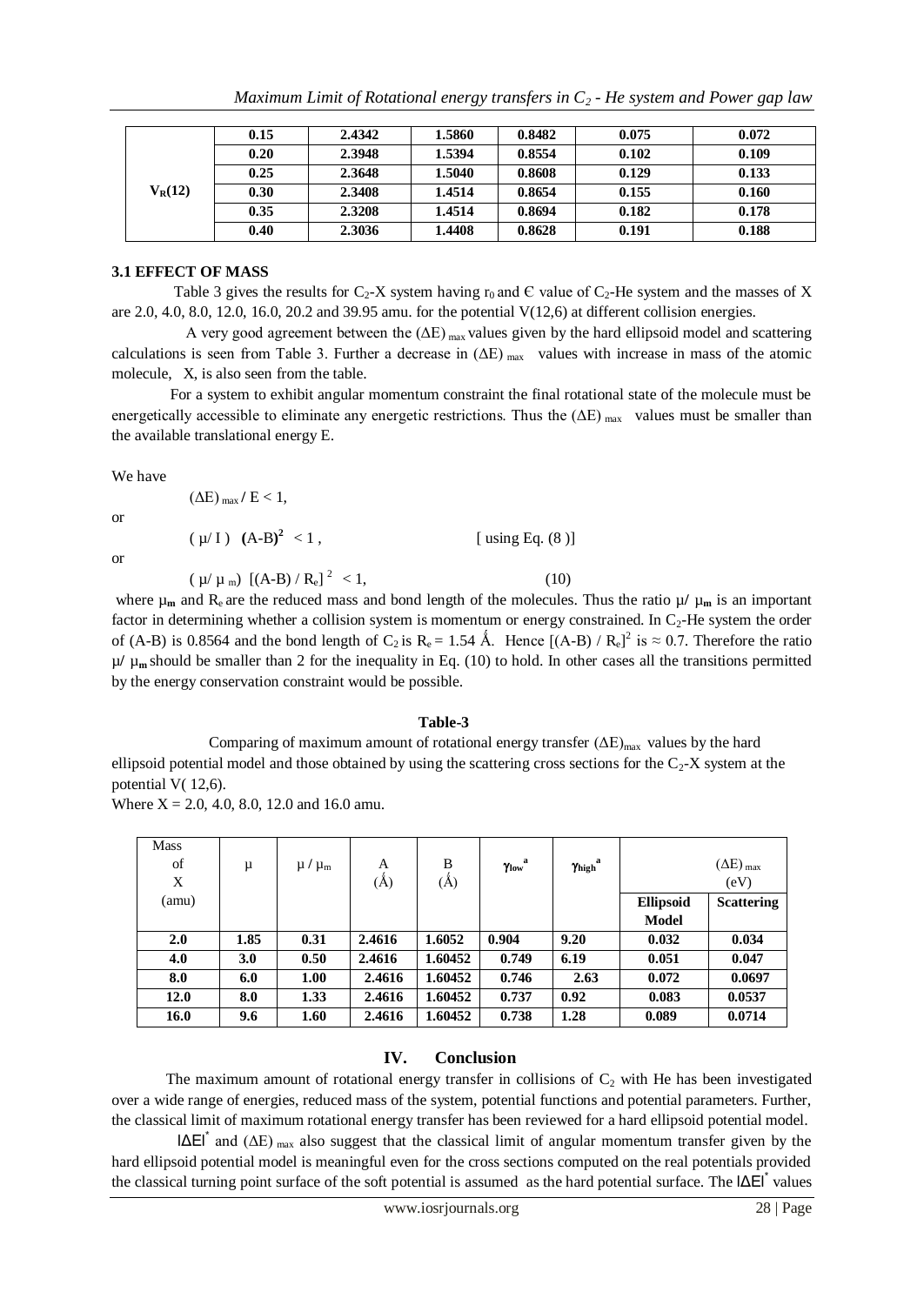|  | 0.15 | 2.4342 | 1.5860 | 0.8482 | 0.075 | 0.072 |
|---|---|---|---|---|---|---|
|  | 0.20 | 2.3948 | 1.5394 | 0.8554 | 0.102 | 0.109 |
|  | 0.25 | 2.3648 | 1.5040 | 0.8608 | 0.129 | 0.133 |
| $V_R(12)$ | 0.30 | 2.3408 | 1.4514 | 0.8654 | 0.155 | 0.160 |
|  | 0.35 | 2.3208 | 1.4514 | 0.8694 | 0.182 | 0.178 |
|  | 0.40 | 2.3036 | 1.4408 | 0.8628 | 0.191 | 0.188 |

### 3.1 EFFECT OF MASS

Table 3 gives the results for $C_2$-X system having $r_0$ and Є value of $C_2$-He system and the masses of X are 2.0, 4.0, 8.0, 12.0, 16.0, 20.2 and 39.95 amu. for the potential V(12,6) at different collision energies.

A very good agreement between the $(\Delta E)_{max}$ values given by the hard ellipsoid model and scattering calculations is seen from Table 3. Further a decrease in $(\Delta E)_{max}$ values with increase in mass of the atomic molecule, X, is also seen from the table.

For a system to exhibit angular momentum constraint the final rotational state of the molecule must be energetically accessible to eliminate any energetic restrictions. Thus the $(\Delta E)_{max}$ values must be smaller than the available translational energy E.

We have

$$(\Delta E)_{max} / E < 1,$$

or

$$(\mu / I) \ (A\text{-}B)^2 < 1, \qquad \text{[ using Eq. (8) ]}$$

or

$$(\mu / \mu_m) \ [(A\text{-}B) / R_e]^2 < 1, \qquad (10)$$

where $\mu_m$ and $R_e$ are the reduced mass and bond length of the molecules. Thus the ratio $\mu / \mu_m$ is an important factor in determining whether a collision system is momentum or energy constrained. In $C_2$-He system the order of (A-B) is 0.8564 and the bond length of $C_2$ is $R_e = 1.54$ Ǻ. Hence $[(A\text{-}B) / R_e]^2$ is ≈ 0.7. Therefore the ratio $\mu / \mu_m$ should be smaller than 2 for the inequality in Eq. (10) to hold. In other cases all the transitions permitted by the energy conservation constraint would be possible.

**Table-3**

Comparing of maximum amount of rotational energy transfer $(\Delta E)_{max}$ values by the hard ellipsoid potential model and those obtained by using the scattering cross sections for the $C_2$-X system at the potential V( 12,6).

Where X = 2.0, 4.0, 8.0, 12.0 and 16.0 amu.

| Mass of X (amu) | μ | $\mu / \mu_m$ | A (Ǻ) | B (Ǻ) | $\gamma_{low}$[a] | $\gamma_{high}$[a] | $(\Delta E)_{max}$ (eV) | |
|---|---|---|---|---|---|---|---|---|
| | | | | | | | **Ellipsoid Model** | **Scattering** |
| **2.0** | **1.85** | **0.31** | **2.4616** | **1.6052** | **0.904** | **9.20** | **0.032** | **0.034** |
| **4.0** | **3.0** | **0.50** | **2.4616** | **1.60452** | **0.749** | **6.19** | **0.051** | **0.047** |
| **8.0** | **6.0** | **1.00** | **2.4616** | **1.60452** | **0.746** | **2.63** | **0.072** | **0.0697** |
| **12.0** | **8.0** | **1.33** | **2.4616** | **1.60452** | **0.737** | **0.92** | **0.083** | **0.0537** |
| **16.0** | **9.6** | **1.60** | **2.4616** | **1.60452** | **0.738** | **1.28** | **0.089** | **0.0714** |

## IV. Conclusion

The maximum amount of rotational energy transfer in collisions of $C_2$ with He has been investigated over a wide range of energies, reduced mass of the system, potential functions and potential parameters. Further, the classical limit of maximum rotational energy transfer has been reviewed for a hard ellipsoid potential model.

$|\Delta E|^*$ and $(\Delta E)_{max}$ also suggest that the classical limit of angular momentum transfer given by the hard ellipsoid potential model is meaningful even for the cross sections computed on the real potentials provided the classical turning point surface of the soft potential is assumed as the hard potential surface. The $|\Delta E|^*$ values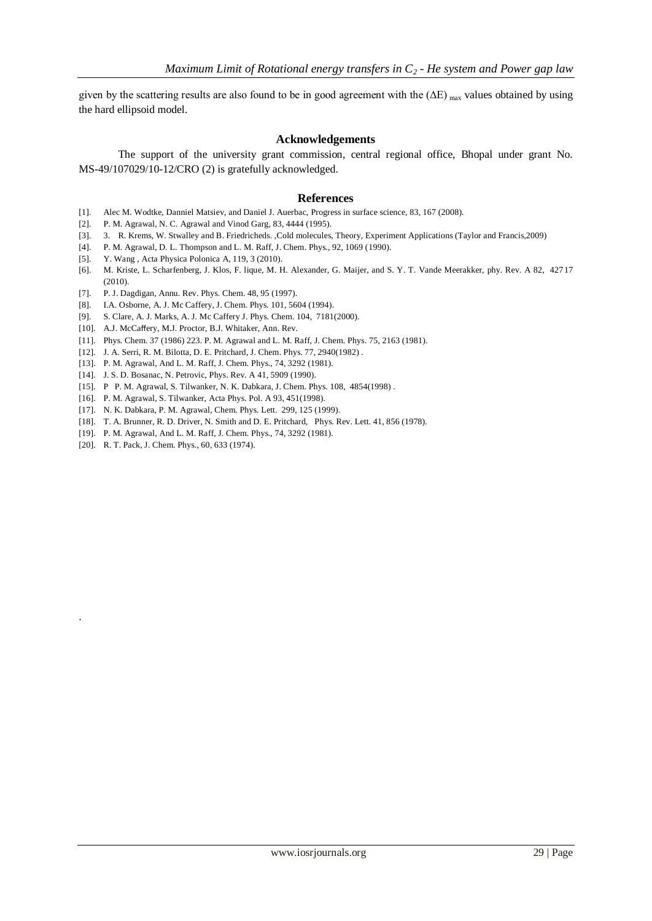given by the scattering results are also found to be in good agreement with the $(\Delta E)_{max}$ values obtained by using the hard ellipsoid model.

## Acknowledgements

The support of the university grant commission, central regional office, Bhopal under grant No. MS-49/107029/10-12/CRO (2) is gratefully acknowledged.

## References

[1]. Alec M. Wodtke, Danniel Matsiev, and Daniel J. Auerbac, Progress in surface science, 83, 167 (2008).
[2]. P. M. Agrawal, N. C. Agrawal and Vinod Garg, 83, 4444 (1995).
[3]. 3. R. Krems, W. Stwalley and B. Friedricheds. ,Cold molecules, Theory, Experiment Applications (Taylor and Francis,2009)
[4]. P. M. Agrawal, D. L. Thompson and L. M. Raff, J. Chem. Phys., 92, 1069 (1990).
[5]. Y. Wang , Acta Physica Polonica A, 119, 3 (2010).
[6]. M. Kriste, L. Scharfenberg, J. Klos, F. lique, M. H. Alexander, G. Maijer, and S. Y. T. Vande Meerakker, phy. Rev. A 82, 42717 (2010).
[7]. P. J. Dagdigan, Annu. Rev. Phys. Chem. 48, 95 (1997).
[8]. I.A. Osborne, A. J. Mc Caffery, J. Chem. Phys. 101, 5604 (1994).
[9]. S. Clare, A. J. Marks, A. J. Mc Caffery J. Phys. Chem. 104, 7181(2000).
[10]. A.J. McCaffery, M.J. Proctor, B.J. Whitaker, Ann. Rev.
[11]. Phys. Chem. 37 (1986) 223. P. M. Agrawal and L. M. Raff, J. Chem. Phys. 75, 2163 (1981).
[12]. J. A. Serri, R. M. Bilotta, D. E. Pritchard, J. Chem. Phys. 77, 2940(1982) .
[13]. P. M. Agrawal, And L. M. Raff, J. Chem. Phys., 74, 3292 (1981).
[14]. J. S. D. Bosanac, N. Petrovic, Phys. Rev. A 41, 5909 (1990).
[15]. P P. M. Agrawal, S. Tilwanker, N. K. Dabkara, J. Chem. Phys. 108, 4854(1998) .
[16]. P. M. Agrawal, S. Tilwanker, Acta Phys. Pol. A 93, 451(1998).
[17]. N. K. Dabkara, P. M. Agrawal, Chem. Phys. Lett. 299, 125 (1999).
[18]. T. A. Brunner, R. D. Driver, N. Smith and D. E. Pritchard, Phys. Rev. Lett. 41, 856 (1978).
[19]. P. M. Agrawal, And L. M. Raff, J. Chem. Phys., 74, 3292 (1981).
[20]. R. T. Pack, J. Chem. Phys., 60, 633 (1974).